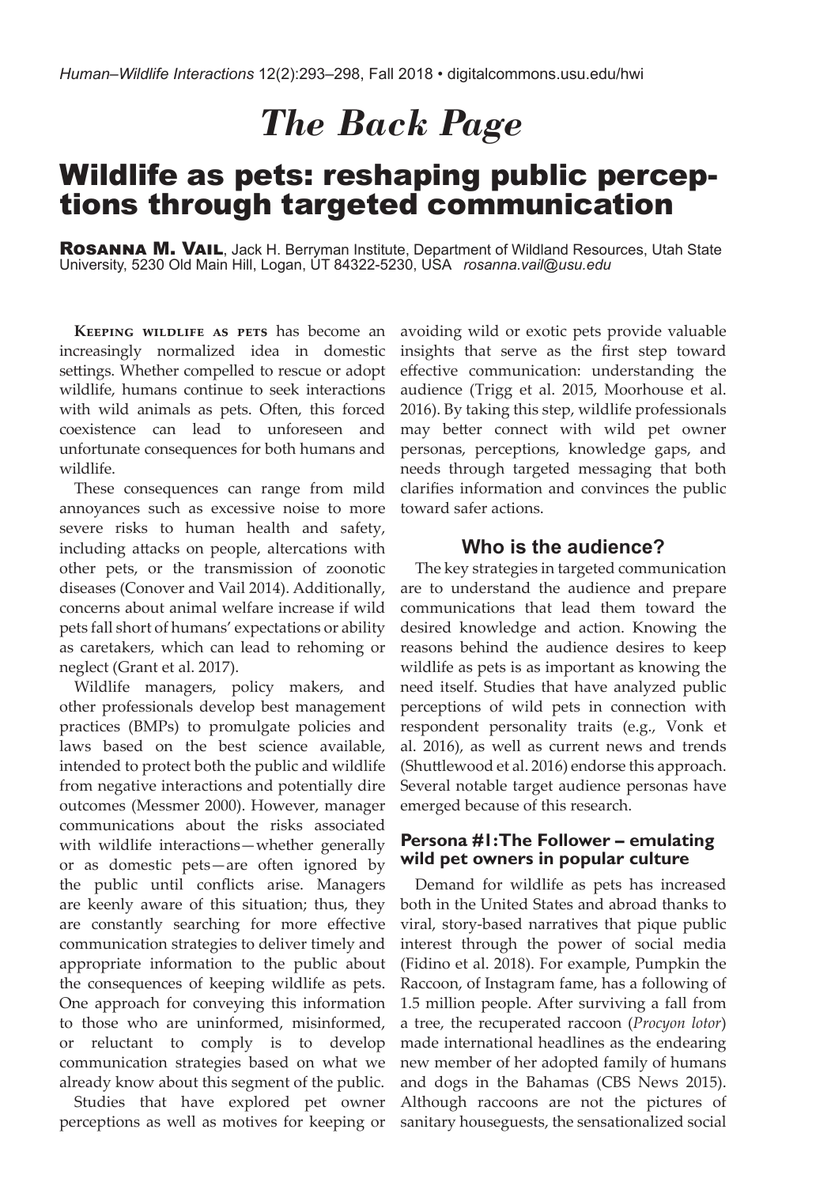# The Back Page

## Wildlife as pets: reshaping public perceptions through targeted communication

**Rosanna M. Vail**, Jack H. Berryman Institute, Department of Wildland Resources, Utah State University, 5230 Old Main Hill, Logan, UT 84322-5230, USA *rosanna.vail@usu.edu*

**Keeping wildlife as pets** has become an increasingly normalized idea in domestic settings. Whether compelled to rescue or adopt wildlife, humans continue to seek interactions with wild animals as pets. Often, this forced coexistence can lead to unforeseen and unfortunate consequences for both humans and wildlife.

These consequences can range from mild annoyances such as excessive noise to more severe risks to human health and safety, including attacks on people, altercations with other pets, or the transmission of zoonotic diseases (Conover and Vail 2014). Additionally, concerns about animal welfare increase if wild pets fall short of humans' expectations or ability as caretakers, which can lead to rehoming or neglect (Grant et al. 2017).

Wildlife managers, policy makers, and other professionals develop best management practices (BMPs) to promulgate policies and laws based on the best science available, intended to protect both the public and wildlife from negative interactions and potentially dire outcomes (Messmer 2000). However, manager communications about the risks associated with wildlife interactions—whether generally or as domestic pets—are often ignored by the public until conflicts arise. Managers are keenly aware of this situation; thus, they are constantly searching for more effective communication strategies to deliver timely and appropriate information to the public about the consequences of keeping wildlife as pets. One approach for conveying this information to those who are uninformed, misinformed, or reluctant to comply is to develop communication strategies based on what we already know about this segment of the public.

Studies that have explored pet owner perceptions as well as motives for keeping or avoiding wild or exotic pets provide valuable insights that serve as the first step toward effective communication: understanding the audience (Trigg et al. 2015, Moorhouse et al. 2016). By taking this step, wildlife professionals may better connect with wild pet owner personas, perceptions, knowledge gaps, and needs through targeted messaging that both clarifies information and convinces the public toward safer actions.

### Who is the audience?

The key strategies in targeted communication are to understand the audience and prepare communications that lead them toward the desired knowledge and action. Knowing the reasons behind the audience desires to keep wildlife as pets is as important as knowing the need itself. Studies that have analyzed public perceptions of wild pets in connection with respondent personality traits (e.g., Vonk et al. 2016), as well as current news and trends (Shuttlewood et al. 2016) endorse this approach. Several notable target audience personas have emerged because of this research.

#### Persona #1: The Follower – emulating wild pet owners in popular culture

Demand for wildlife as pets has increased both in the United States and abroad thanks to viral, story-based narratives that pique public interest through the power of social media (Fidino et al. 2018). For example, Pumpkin the Raccoon, of Instagram fame, has a following of 1.5 million people. After surviving a fall from a tree, the recuperated raccoon (*Procyon lotor*) made international headlines as the endearing new member of her adopted family of humans and dogs in the Bahamas (CBS News 2015). Although raccoons are not the pictures of sanitary houseguests, the sensationalized social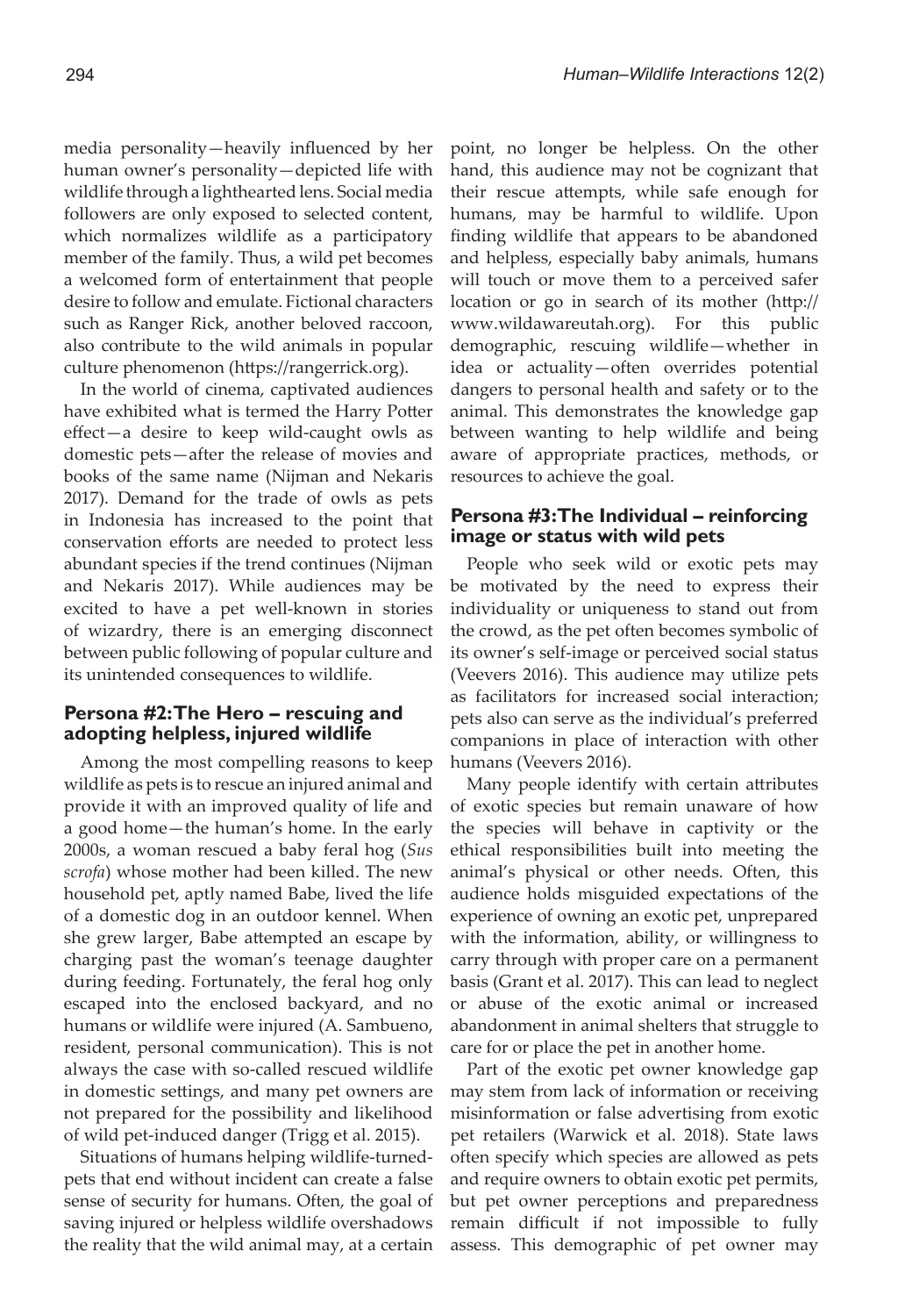media personality—heavily influenced by her human owner's personality—depicted life with wildlife through a lighthearted lens. Social media followers are only exposed to selected content, which normalizes wildlife as a participatory member of the family. Thus, a wild pet becomes a welcomed form of entertainment that people desire to follow and emulate. Fictional characters such as Ranger Rick, another beloved raccoon, also contribute to the wild animals in popular culture phenomenon (https://rangerrick.org).

In the world of cinema, captivated audiences have exhibited what is termed the Harry Potter effect—a desire to keep wild-caught owls as domestic pets—after the release of movies and books of the same name (Nijman and Nekaris 2017). Demand for the trade of owls as pets in Indonesia has increased to the point that conservation efforts are needed to protect less abundant species if the trend continues (Nijman and Nekaris 2017). While audiences may be excited to have a pet well-known in stories of wizardry, there is an emerging disconnect between public following of popular culture and its unintended consequences to wildlife.

### Persona #2: The Hero – rescuing and adopting helpless, injured wildlife

Among the most compelling reasons to keep wildlife as pets is to rescue an injured animal and provide it with an improved quality of life and a good home—the human's home. In the early 2000s, a woman rescued a baby feral hog (*Sus scrofa*) whose mother had been killed. The new household pet, aptly named Babe, lived the life of a domestic dog in an outdoor kennel. When she grew larger, Babe attempted an escape by charging past the woman's teenage daughter during feeding. Fortunately, the feral hog only escaped into the enclosed backyard, and no humans or wildlife were injured (A. Sambueno, resident, personal communication). This is not always the case with so-called rescued wildlife in domestic settings, and many pet owners are not prepared for the possibility and likelihood of wild pet-induced danger (Trigg et al. 2015).

Situations of humans helping wildlife-turned-pets that end without incident can create a false sense of security for humans. Often, the goal of saving injured or helpless wildlife overshadows the reality that the wild animal may, at a certain point, no longer be helpless. On the other hand, this audience may not be cognizant that their rescue attempts, while safe enough for humans, may be harmful to wildlife. Upon finding wildlife that appears to be abandoned and helpless, especially baby animals, humans will touch or move them to a perceived safer location or go in search of its mother (http://www.wildawareutah.org). For this public demographic, rescuing wildlife—whether in idea or actuality—often overrides potential dangers to personal health and safety or to the animal. This demonstrates the knowledge gap between wanting to help wildlife and being aware of appropriate practices, methods, or resources to achieve the goal.

### Persona #3: The Individual – reinforcing image or status with wild pets

People who seek wild or exotic pets may be motivated by the need to express their individuality or uniqueness to stand out from the crowd, as the pet often becomes symbolic of its owner's self-image or perceived social status (Veevers 2016). This audience may utilize pets as facilitators for increased social interaction; pets also can serve as the individual's preferred companions in place of interaction with other humans (Veevers 2016).

Many people identify with certain attributes of exotic species but remain unaware of how the species will behave in captivity or the ethical responsibilities built into meeting the animal's physical or other needs. Often, this audience holds misguided expectations of the experience of owning an exotic pet, unprepared with the information, ability, or willingness to carry through with proper care on a permanent basis (Grant et al. 2017). This can lead to neglect or abuse of the exotic animal or increased abandonment in animal shelters that struggle to care for or place the pet in another home.

Part of the exotic pet owner knowledge gap may stem from lack of information or receiving misinformation or false advertising from exotic pet retailers (Warwick et al. 2018). State laws often specify which species are allowed as pets and require owners to obtain exotic pet permits, but pet owner perceptions and preparedness remain difficult if not impossible to fully assess. This demographic of pet owner may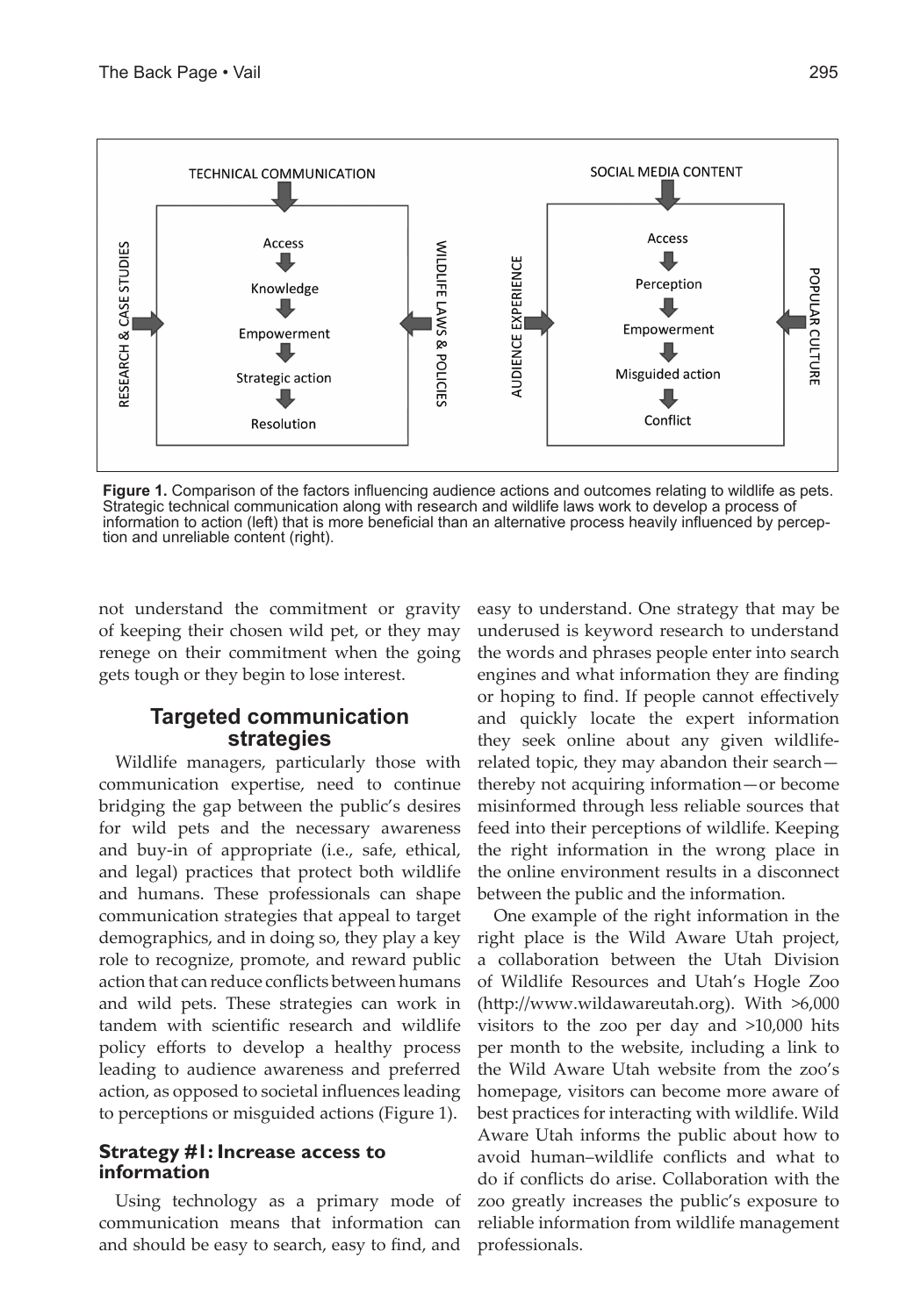Figure 1. Comparison of the factors influencing audience actions and outcomes relating to wildlife as pets. Strategic technical communication along with research and wildlife laws work to develop a process of information to action (left) that is more beneficial than an alternative process heavily influenced by perception and unreliable content (right).

not understand the commitment or gravity of keeping their chosen wild pet, or they may renege on their commitment when the going gets tough or they begin to lose interest.

## Targeted communication strategies

Wildlife managers, particularly those with communication expertise, need to continue bridging the gap between the public's desires for wild pets and the necessary awareness and buy-in of appropriate (i.e., safe, ethical, and legal) practices that protect both wildlife and humans. These professionals can shape communication strategies that appeal to target demographics, and in doing so, they play a key role to recognize, promote, and reward public action that can reduce conflicts between humans and wild pets. These strategies can work in tandem with scientific research and wildlife policy efforts to develop a healthy process leading to audience awareness and preferred action, as opposed to societal influences leading to perceptions or misguided actions (Figure 1).

### Strategy #1: Increase access to information

Using technology as a primary mode of communication means that information can and should be easy to search, easy to find, and easy to understand. One strategy that may be underused is keyword research to understand the words and phrases people enter into search engines and what information they are finding or hoping to find. If people cannot effectively and quickly locate the expert information they seek online about any given wildlife-related topic, they may abandon their search—thereby not acquiring information—or become misinformed through less reliable sources that feed into their perceptions of wildlife. Keeping the right information in the wrong place in the online environment results in a disconnect between the public and the information.

One example of the right information in the right place is the Wild Aware Utah project, a collaboration between the Utah Division of Wildlife Resources and Utah's Hogle Zoo (http://www.wildawareutah.org). With >6,000 visitors to the zoo per day and >10,000 hits per month to the website, including a link to the Wild Aware Utah website from the zoo's homepage, visitors can become more aware of best practices for interacting with wildlife. Wild Aware Utah informs the public about how to avoid human–wildlife conflicts and what to do if conflicts do arise. Collaboration with the zoo greatly increases the public's exposure to reliable information from wildlife management professionals.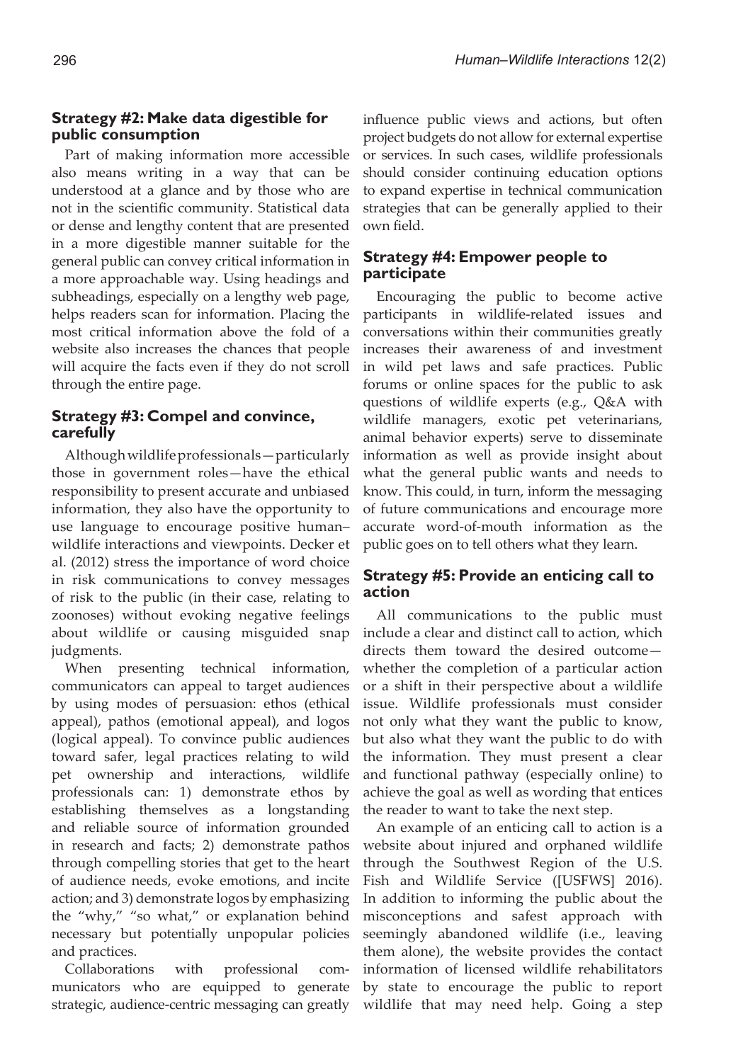### Strategy #2: Make data digestible for public consumption

Part of making information more accessible also means writing in a way that can be understood at a glance and by those who are not in the scientific community. Statistical data or dense and lengthy content that are presented in a more digestible manner suitable for the general public can convey critical information in a more approachable way. Using headings and subheadings, especially on a lengthy web page, helps readers scan for information. Placing the most critical information above the fold of a website also increases the chances that people will acquire the facts even if they do not scroll through the entire page.

### Strategy #3: Compel and convince, carefully

Although wildlife professionals—particularly those in government roles—have the ethical responsibility to present accurate and unbiased information, they also have the opportunity to use language to encourage positive human–wildlife interactions and viewpoints. Decker et al. (2012) stress the importance of word choice in risk communications to convey messages of risk to the public (in their case, relating to zoonoses) without evoking negative feelings about wildlife or causing misguided snap judgments.

When presenting technical information, communicators can appeal to target audiences by using modes of persuasion: ethos (ethical appeal), pathos (emotional appeal), and logos (logical appeal). To convince public audiences toward safer, legal practices relating to wild pet ownership and interactions, wildlife professionals can: 1) demonstrate ethos by establishing themselves as a longstanding and reliable source of information grounded in research and facts; 2) demonstrate pathos through compelling stories that get to the heart of audience needs, evoke emotions, and incite action; and 3) demonstrate logos by emphasizing the "why," "so what," or explanation behind necessary but potentially unpopular policies and practices.

Collaborations with professional communicators who are equipped to generate strategic, audience-centric messaging can greatly influence public views and actions, but often project budgets do not allow for external expertise or services. In such cases, wildlife professionals should consider continuing education options to expand expertise in technical communication strategies that can be generally applied to their own field.

### Strategy #4: Empower people to participate

Encouraging the public to become active participants in wildlife-related issues and conversations within their communities greatly increases their awareness of and investment in wild pet laws and safe practices. Public forums or online spaces for the public to ask questions of wildlife experts (e.g., Q&A with wildlife managers, exotic pet veterinarians, animal behavior experts) serve to disseminate information as well as provide insight about what the general public wants and needs to know. This could, in turn, inform the messaging of future communications and encourage more accurate word-of-mouth information as the public goes on to tell others what they learn.

### Strategy #5: Provide an enticing call to action

All communications to the public must include a clear and distinct call to action, which directs them toward the desired outcome—whether the completion of a particular action or a shift in their perspective about a wildlife issue. Wildlife professionals must consider not only what they want the public to know, but also what they want the public to do with the information. They must present a clear and functional pathway (especially online) to achieve the goal as well as wording that entices the reader to want to take the next step.

An example of an enticing call to action is a website about injured and orphaned wildlife through the Southwest Region of the U.S. Fish and Wildlife Service ([USFWS] 2016). In addition to informing the public about the misconceptions and safest approach with seemingly abandoned wildlife (i.e., leaving them alone), the website provides the contact information of licensed wildlife rehabilitators by state to encourage the public to report wildlife that may need help. Going a step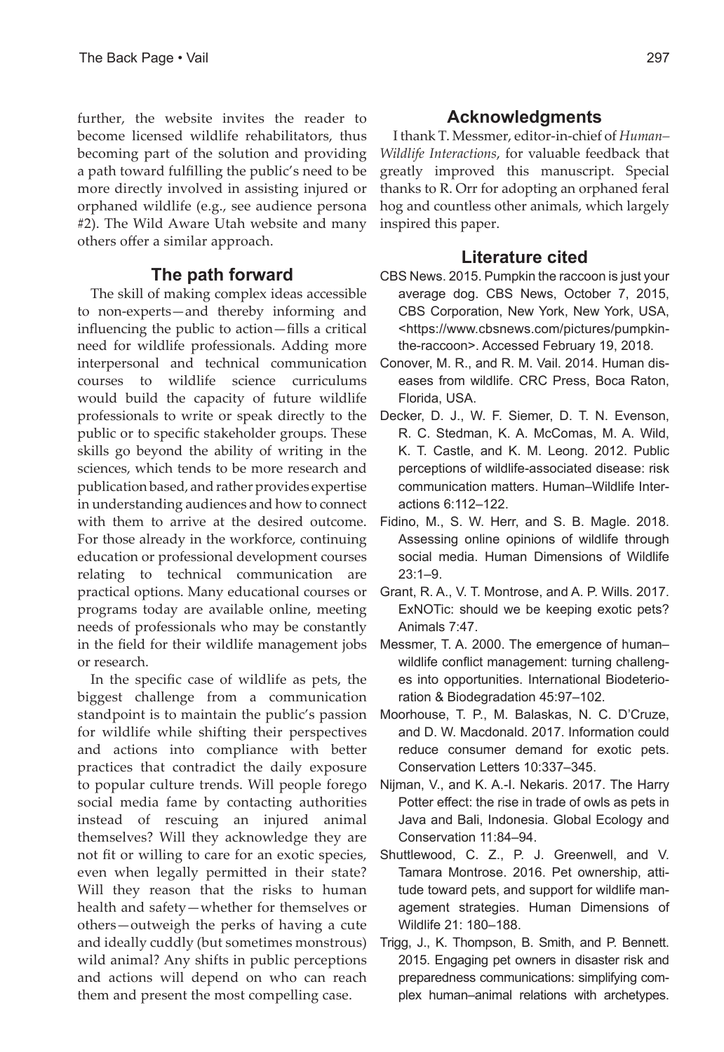further, the website invites the reader to become licensed wildlife rehabilitators, thus becoming part of the solution and providing a path toward fulfilling the public's need to be more directly involved in assisting injured or orphaned wildlife (e.g., see audience persona #2). The Wild Aware Utah website and many others offer a similar approach.

## The path forward

The skill of making complex ideas accessible to non-experts—and thereby informing and influencing the public to action—fills a critical need for wildlife professionals. Adding more interpersonal and technical communication courses to wildlife science curriculums would build the capacity of future wildlife professionals to write or speak directly to the public or to specific stakeholder groups. These skills go beyond the ability of writing in the sciences, which tends to be more research and publication based, and rather provides expertise in understanding audiences and how to connect with them to arrive at the desired outcome. For those already in the workforce, continuing education or professional development courses relating to technical communication are practical options. Many educational courses or programs today are available online, meeting needs of professionals who may be constantly in the field for their wildlife management jobs or research.

In the specific case of wildlife as pets, the biggest challenge from a communication standpoint is to maintain the public's passion for wildlife while shifting their perspectives and actions into compliance with better practices that contradict the daily exposure to popular culture trends. Will people forego social media fame by contacting authorities instead of rescuing an injured animal themselves? Will they acknowledge they are not fit or willing to care for an exotic species, even when legally permitted in their state? Will they reason that the risks to human health and safety—whether for themselves or others—outweigh the perks of having a cute and ideally cuddly (but sometimes monstrous) wild animal? Any shifts in public perceptions and actions will depend on who can reach them and present the most compelling case.

## Acknowledgments

I thank T. Messmer, editor-in-chief of *Human–Wildlife Interactions*, for valuable feedback that greatly improved this manuscript. Special thanks to R. Orr for adopting an orphaned feral hog and countless other animals, which largely inspired this paper.

## Literature cited

CBS News. 2015. Pumpkin the raccoon is just your average dog. CBS News, October 7, 2015, CBS Corporation, New York, New York, USA, <https://www.cbsnews.com/pictures/pumpkin-the-raccoon>. Accessed February 19, 2018.

Conover, M. R., and R. M. Vail. 2014. Human diseases from wildlife. CRC Press, Boca Raton, Florida, USA.

Decker, D. J., W. F. Siemer, D. T. N. Evenson, R. C. Stedman, K. A. McComas, M. A. Wild, K. T. Castle, and K. M. Leong. 2012. Public perceptions of wildlife-associated disease: risk communication matters. Human–Wildlife Interactions 6:112–122.

Fidino, M., S. W. Herr, and S. B. Magle. 2018. Assessing online opinions of wildlife through social media. Human Dimensions of Wildlife 23:1–9.

Grant, R. A., V. T. Montrose, and A. P. Wills. 2017. ExNOTic: should we be keeping exotic pets? Animals 7:47.

Messmer, T. A. 2000. The emergence of human–wildlife conflict management: turning challenges into opportunities. International Biodeterioration & Biodegradation 45:97–102.

Moorhouse, T. P., M. Balaskas, N. C. D'Cruze, and D. W. Macdonald. 2017. Information could reduce consumer demand for exotic pets. Conservation Letters 10:337–345.

Nijman, V., and K. A.-I. Nekaris. 2017. The Harry Potter effect: the rise in trade of owls as pets in Java and Bali, Indonesia. Global Ecology and Conservation 11:84–94.

Shuttlewood, C. Z., P. J. Greenwell, and V. Tamara Montrose. 2016. Pet ownership, attitude toward pets, and support for wildlife management strategies. Human Dimensions of Wildlife 21: 180–188.

Trigg, J., K. Thompson, B. Smith, and P. Bennett. 2015. Engaging pet owners in disaster risk and preparedness communications: simplifying complex human–animal relations with archetypes.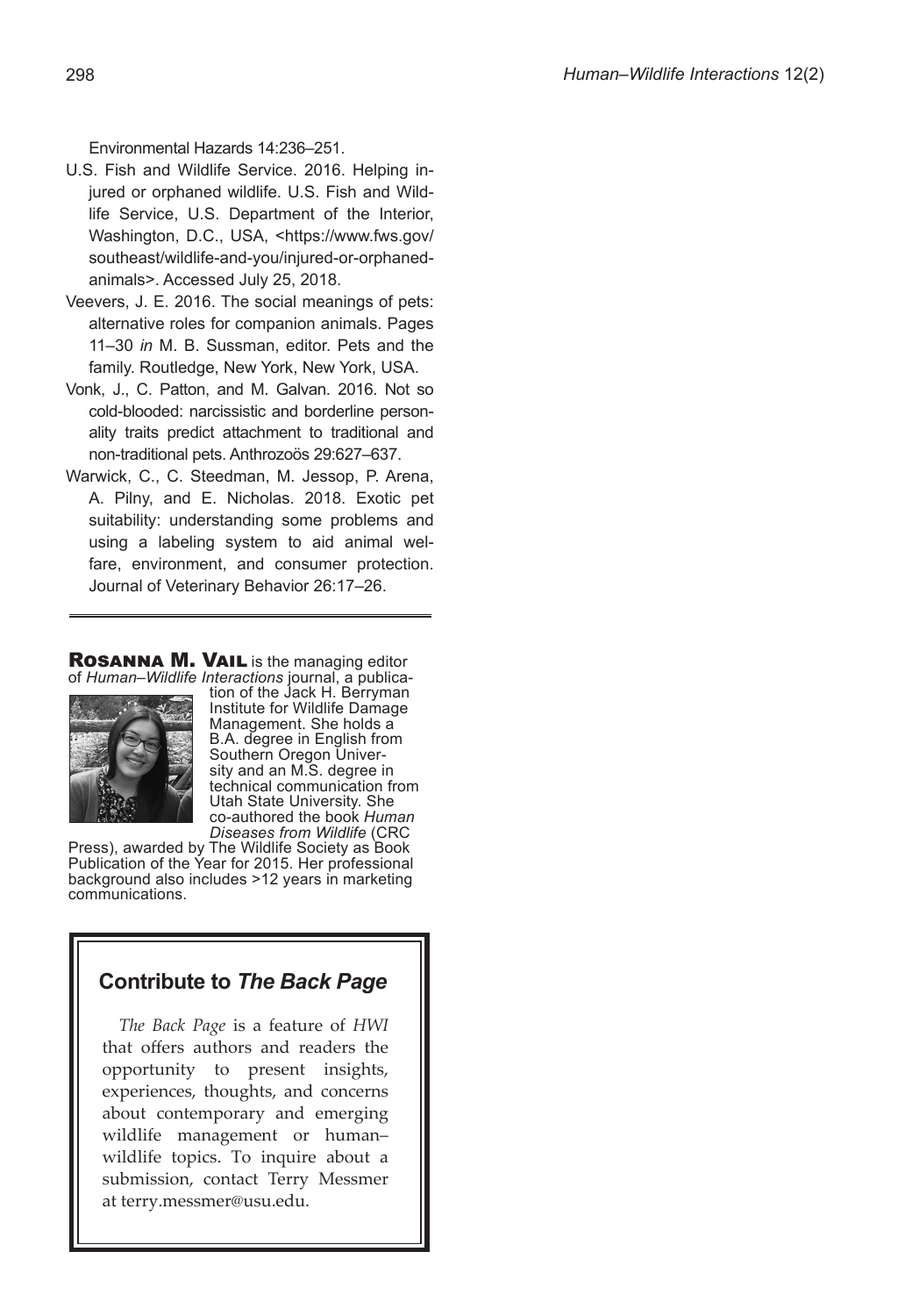Environmental Hazards 14:236–251.

U.S. Fish and Wildlife Service. 2016. Helping injured or orphaned wildlife. U.S. Fish and Wildlife Service, U.S. Department of the Interior, Washington, D.C., USA, <https://www.fws.gov/southeast/wildlife-and-you/injured-or-orphaned-animals>. Accessed July 25, 2018.

Veevers, J. E. 2016. The social meanings of pets: alternative roles for companion animals. Pages 11–30 *in* M. B. Sussman, editor. Pets and the family. Routledge, New York, New York, USA.

Vonk, J., C. Patton, and M. Galvan. 2016. Not so cold-blooded: narcissistic and borderline personality traits predict attachment to traditional and non-traditional pets. Anthrozoös 29:627–637.

Warwick, C., C. Steedman, M. Jessop, P. Arena, A. Pilny, and E. Nicholas. 2018. Exotic pet suitability: understanding some problems and using a labeling system to aid animal welfare, environment, and consumer protection. Journal of Veterinary Behavior 26:17–26.

---

**Rosanna M. Vail** is the managing editor of *Human–Wildlife Interactions* journal, a publication of the Jack H. Berryman Institute for Wildlife Damage Management. She holds a B.A. degree in English from Southern Oregon University and an M.S. degree in technical communication from Utah State University. She co-authored the book *Human Diseases from Wildlife* (CRC Press), awarded by The Wildlife Society as Book Publication of the Year for 2015. Her professional background also includes >12 years in marketing communications.

## Contribute to *The Back Page*

*The Back Page* is a feature of *HWI* that offers authors and readers the opportunity to present insights, experiences, thoughts, and concerns about contemporary and emerging wildlife management or human–wildlife topics. To inquire about a submission, contact Terry Messmer at terry.messmer@usu.edu.